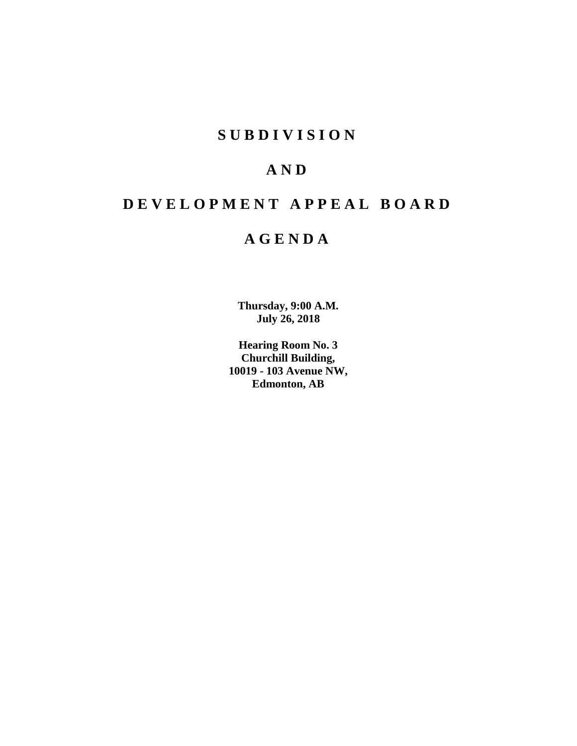# SUBDIVISION

# AND

# DEVELOPMENT APPEAL BOARD

# AGENDA

**Thursday, 9:00 A.M.**
**July 26, 2018**

**Hearing Room No. 3**
**Churchill Building,**
**10019 - 103 Avenue NW,**
**Edmonton, AB**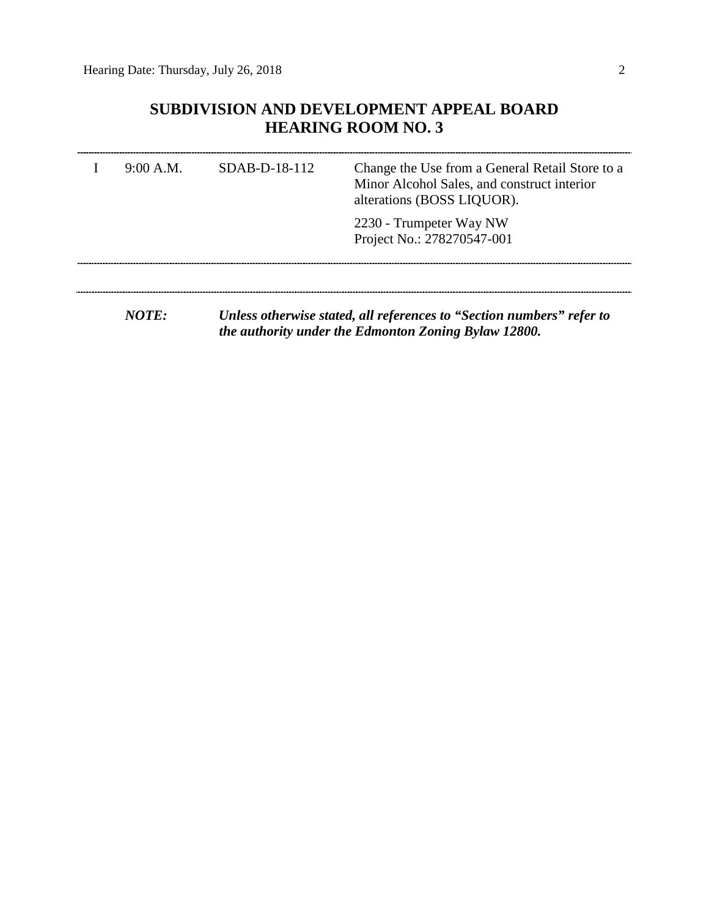## SUBDIVISION AND DEVELOPMENT APPEAL BOARD
## HEARING ROOM NO. 3

---

| | | | |
|---|---|---|---|
| I | 9:00 A.M. | SDAB-D-18-112 | Change the Use from a General Retail Store to a Minor Alcohol Sales, and construct interior alterations (BOSS LIQUOR). |
| | | | 2230 - Trumpeter Way NW<br>Project No.: 278270547-001 |

---

---

***NOTE:*** ***Unless otherwise stated, all references to "Section numbers" refer to the authority under the Edmonton Zoning Bylaw 12800.***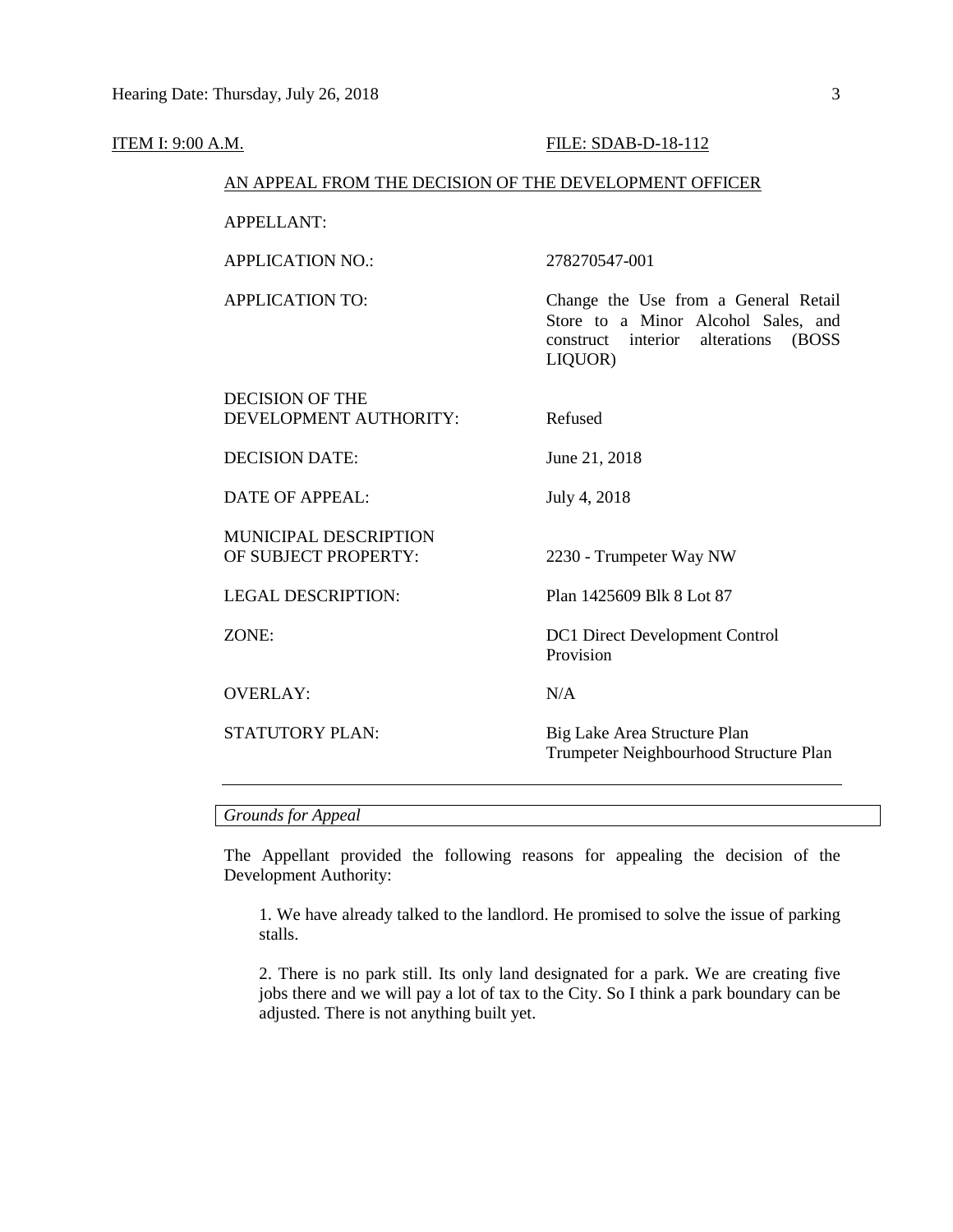ITEM I: 9:00 A.M. FILE: SDAB-D-18-112

AN APPEAL FROM THE DECISION OF THE DEVELOPMENT OFFICER

| | |
|---|---|
| APPELLANT: | |
| APPLICATION NO.: | 278270547-001 |
| APPLICATION TO: | Change the Use from a General Retail Store to a Minor Alcohol Sales, and construct interior alterations (BOSS LIQUOR) |
| DECISION OF THE DEVELOPMENT AUTHORITY: | Refused |
| DECISION DATE: | June 21, 2018 |
| DATE OF APPEAL: | July 4, 2018 |
| MUNICIPAL DESCRIPTION OF SUBJECT PROPERTY: | 2230 - Trumpeter Way NW |
| LEGAL DESCRIPTION: | Plan 1425609 Blk 8 Lot 87 |
| ZONE: | DC1 Direct Development Control Provision |
| OVERLAY: | N/A |
| STATUTORY PLAN: | Big Lake Area Structure Plan<br>Trumpeter Neighbourhood Structure Plan |

*Grounds for Appeal*

The Appellant provided the following reasons for appealing the decision of the Development Authority:

1. We have already talked to the landlord. He promised to solve the issue of parking stalls.

2. There is no park still. Its only land designated for a park. We are creating five jobs there and we will pay a lot of tax to the City. So I think a park boundary can be adjusted. There is not anything built yet.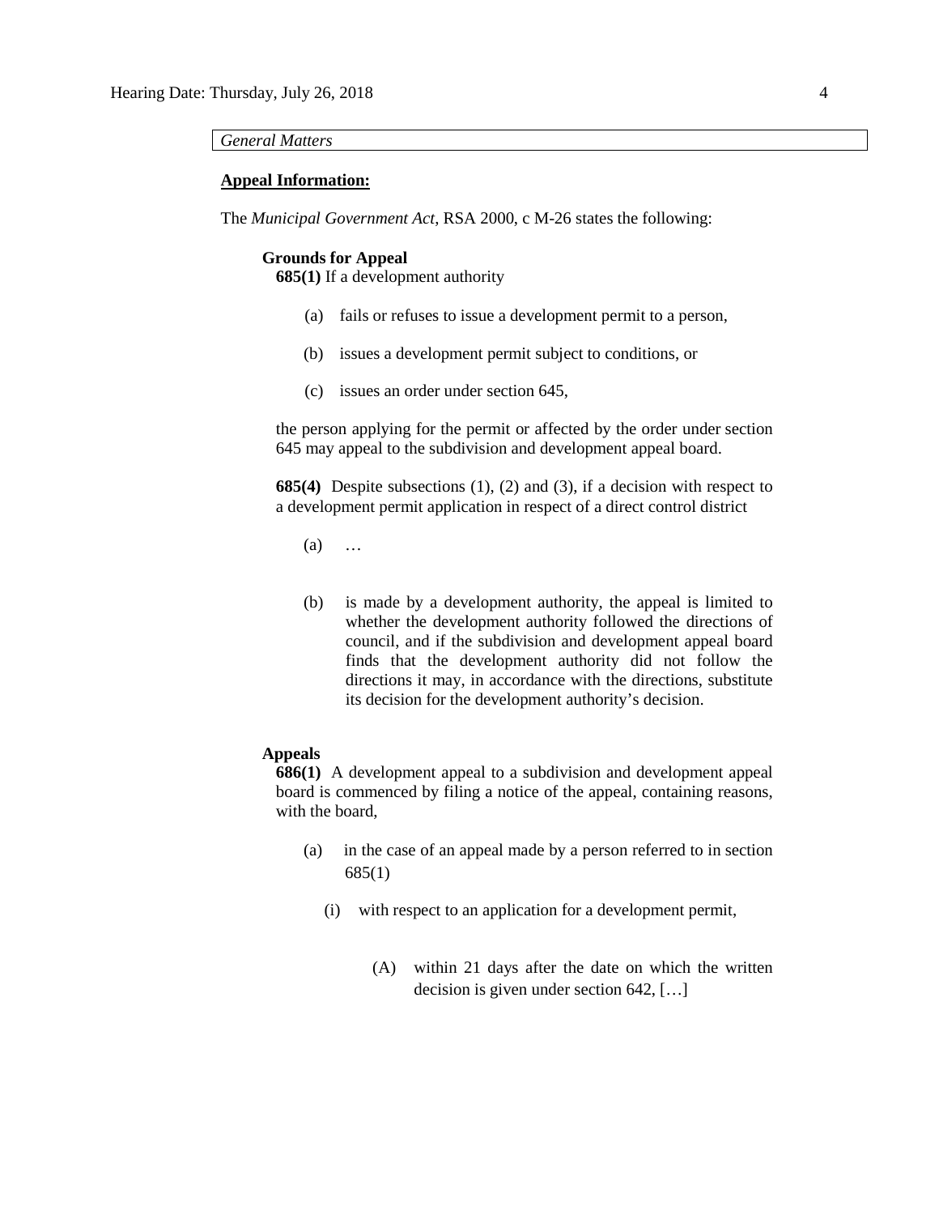*General Matters*

**Appeal Information:**

The *Municipal Government Act*, RSA 2000, c M-26 states the following:

**Grounds for Appeal**

**685(1)** If a development authority

(a) fails or refuses to issue a development permit to a person,

(b) issues a development permit subject to conditions, or

(c) issues an order under section 645,

the person applying for the permit or affected by the order under section 645 may appeal to the subdivision and development appeal board.

**685(4)** Despite subsections (1), (2) and (3), if a decision with respect to a development permit application in respect of a direct control district

(a) …

(b) is made by a development authority, the appeal is limited to whether the development authority followed the directions of council, and if the subdivision and development appeal board finds that the development authority did not follow the directions it may, in accordance with the directions, substitute its decision for the development authority's decision.

**Appeals**

**686(1)** A development appeal to a subdivision and development appeal board is commenced by filing a notice of the appeal, containing reasons, with the board,

(a) in the case of an appeal made by a person referred to in section 685(1)

(i) with respect to an application for a development permit,

(A) within 21 days after the date on which the written decision is given under section 642, […]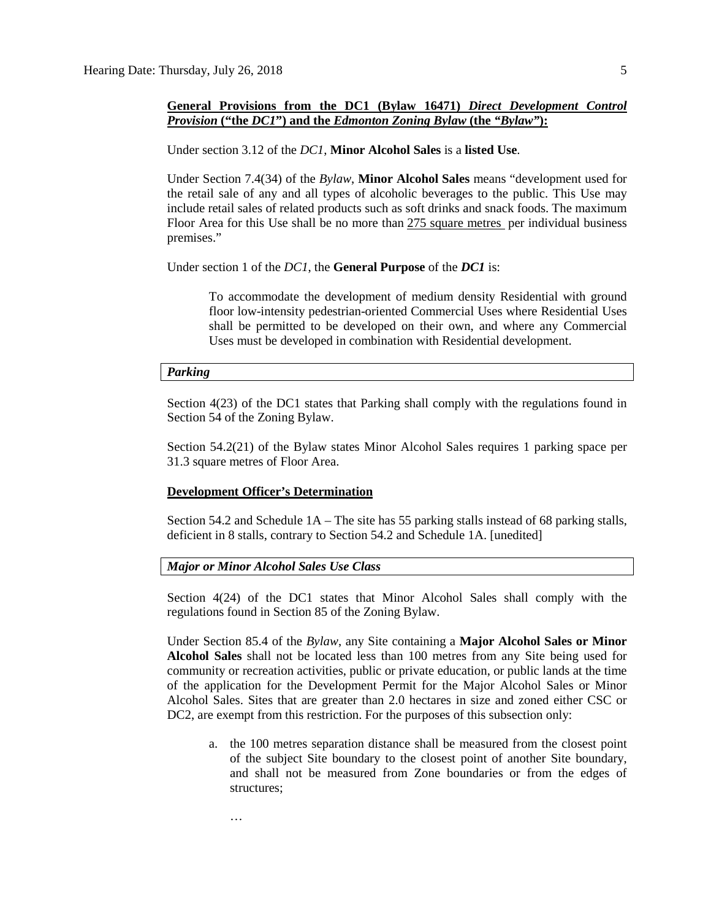**General Provisions from the DC1 (Bylaw 16471)** ***Direct Development Control Provision*** **("the** ***DC1*****") and the** ***Edmonton Zoning Bylaw*** **(the "*****Bylaw*****"):**

Under section 3.12 of the *DC1*, **Minor Alcohol Sales** is a **listed Use**.

Under Section 7.4(34) of the *Bylaw*, **Minor Alcohol Sales** means "development used for the retail sale of any and all types of alcoholic beverages to the public. This Use may include retail sales of related products such as soft drinks and snack foods. The maximum Floor Area for this Use shall be no more than 275 square metres per individual business premises."

Under section 1 of the *DC1*, the **General Purpose** of the ***DC1*** is:

> To accommodate the development of medium density Residential with ground floor low-intensity pedestrian-oriented Commercial Uses where Residential Uses shall be permitted to be developed on their own, and where any Commercial Uses must be developed in combination with Residential development.

***Parking***

Section 4(23) of the DC1 states that Parking shall comply with the regulations found in Section 54 of the Zoning Bylaw.

Section 54.2(21) of the Bylaw states Minor Alcohol Sales requires 1 parking space per 31.3 square metres of Floor Area.

**Development Officer's Determination**

Section 54.2 and Schedule 1A – The site has 55 parking stalls instead of 68 parking stalls, deficient in 8 stalls, contrary to Section 54.2 and Schedule 1A. [unedited]

***Major or Minor Alcohol Sales Use Class***

Section 4(24) of the DC1 states that Minor Alcohol Sales shall comply with the regulations found in Section 85 of the Zoning Bylaw.

Under Section 85.4 of the *Bylaw*, any Site containing a **Major Alcohol Sales or Minor Alcohol Sales** shall not be located less than 100 metres from any Site being used for community or recreation activities, public or private education, or public lands at the time of the application for the Development Permit for the Major Alcohol Sales or Minor Alcohol Sales. Sites that are greater than 2.0 hectares in size and zoned either CSC or DC2, are exempt from this restriction. For the purposes of this subsection only:

a. the 100 metres separation distance shall be measured from the closest point of the subject Site boundary to the closest point of another Site boundary, and shall not be measured from Zone boundaries or from the edges of structures;

…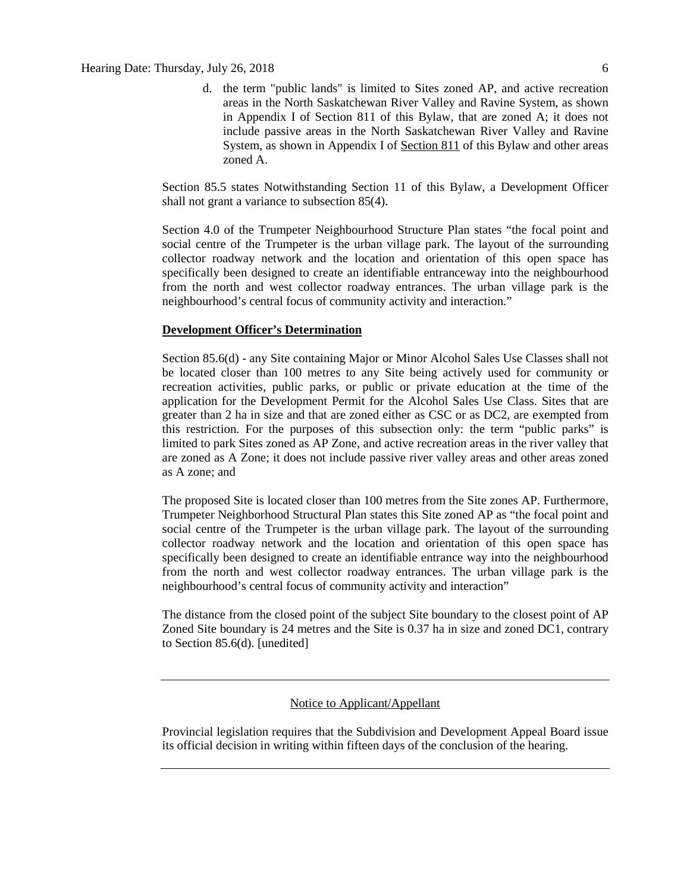d. the term "public lands" is limited to Sites zoned AP, and active recreation areas in the North Saskatchewan River Valley and Ravine System, as shown in Appendix I of Section 811 of this Bylaw, that are zoned A; it does not include passive areas in the North Saskatchewan River Valley and Ravine System, as shown in Appendix I of Section 811 of this Bylaw and other areas zoned A.

Section 85.5 states Notwithstanding Section 11 of this Bylaw, a Development Officer shall not grant a variance to subsection 85(4).

Section 4.0 of the Trumpeter Neighbourhood Structure Plan states "the focal point and social centre of the Trumpeter is the urban village park. The layout of the surrounding collector roadway network and the location and orientation of this open space has specifically been designed to create an identifiable entranceway into the neighbourhood from the north and west collector roadway entrances. The urban village park is the neighbourhood's central focus of community activity and interaction."

**Development Officer's Determination**

Section 85.6(d) - any Site containing Major or Minor Alcohol Sales Use Classes shall not be located closer than 100 metres to any Site being actively used for community or recreation activities, public parks, or public or private education at the time of the application for the Development Permit for the Alcohol Sales Use Class. Sites that are greater than 2 ha in size and that are zoned either as CSC or as DC2, are exempted from this restriction. For the purposes of this subsection only: the term "public parks" is limited to park Sites zoned as AP Zone, and active recreation areas in the river valley that are zoned as A Zone; it does not include passive river valley areas and other areas zoned as A zone; and

The proposed Site is located closer than 100 metres from the Site zones AP. Furthermore, Trumpeter Neighborhood Structural Plan states this Site zoned AP as "the focal point and social centre of the Trumpeter is the urban village park. The layout of the surrounding collector roadway network and the location and orientation of this open space has specifically been designed to create an identifiable entrance way into the neighbourhood from the north and west collector roadway entrances. The urban village park is the neighbourhood's central focus of community activity and interaction"

The distance from the closed point of the subject Site boundary to the closest point of AP Zoned Site boundary is 24 metres and the Site is 0.37 ha in size and zoned DC1, contrary to Section 85.6(d). [unedited]

---

Notice to Applicant/Appellant

Provincial legislation requires that the Subdivision and Development Appeal Board issue its official decision in writing within fifteen days of the conclusion of the hearing.

---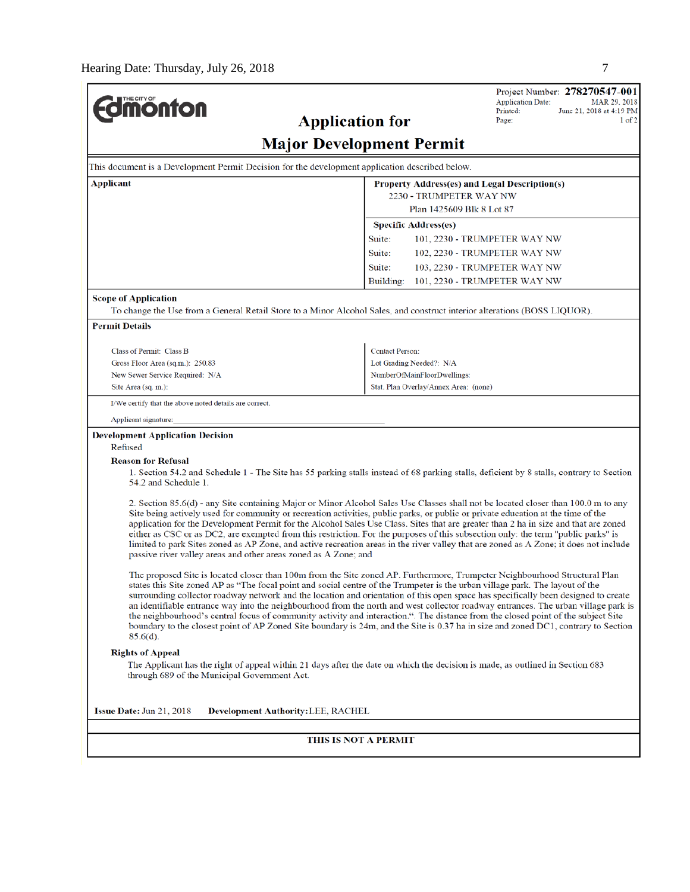**THE CITY OF Edmonton**

Project Number: **278270547-001**
Application Date: MAR 29, 2018
Printed: June 21, 2018 at 4:19 PM
Page: 1 of 2

# Application for Major Development Permit

This document is a Development Permit Decision for the development application described below.

| Applicant | Property Address(es) and Legal Description(s) |
|---|---|
| | 2230 - TRUMPETER WAY NW<br>Plan 1425609 Blk 8 Lot 87 |
| | **Specific Address(es)** |
| | Suite: 101, 2230 - TRUMPETER WAY NW |
| | Suite: 102, 2230 - TRUMPETER WAY NW |
| | Suite: 103, 2230 - TRUMPETER WAY NW |
| | Building: 101, 2230 - TRUMPETER WAY NW |

**Scope of Application**

To change the Use from a General Retail Store to a Minor Alcohol Sales, and construct interior alterations (BOSS LIQUOR).

**Permit Details**

| | |
|---|---|
| Class of Permit: Class B | Contact Person: |
| Gross Floor Area (sq.m.): 250.83 | Lot Grading Needed?: N/A |
| New Sewer Service Required: N/A | NumberOfMainFloorDwellings: |
| Site Area (sq. m.): | Stat. Plan Overlay/Annex Area: (none) |

I/We certify that the above noted details are correct.

Applicant signature:_______________________________________________

**Development Application Decision**

Refused

**Reason for Refusal**

1. Section 54.2 and Schedule 1 - The Site has 55 parking stalls instead of 68 parking stalls, deficient by 8 stalls, contrary to Section 54.2 and Schedule 1.

2. Section 85.6(d) - any Site containing Major or Minor Alcohol Sales Use Classes shall not be located closer than 100.0 m to any Site being actively used for community or recreation activities, public parks, or public or private education at the time of the application for the Development Permit for the Alcohol Sales Use Class. Sites that are greater than 2 ha in size and that are zoned either as CSC or as DC2, are exempted from this restriction. For the purposes of this subsection only: the term "public parks" is limited to park Sites zoned as AP Zone, and active recreation areas in the river valley that are zoned as A Zone; it does not include passive river valley areas and other areas zoned as A Zone; and

The proposed Site is located closer than 100m from the Site zoned AP. Furthermore, Trumpeter Neighbourhood Structural Plan states this Site zoned AP as "The focal point and social centre of the Trumpeter is the urban village park. The layout of the surrounding collector roadway network and the location and orientation of this open space has specifically been designed to create an identifiable entrance way into the neighbourhood from the north and west collector roadway entrances. The urban village park is the neighbourhood's central focus of community activity and interaction.". The distance from the closed point of the subject Site boundary to the closest point of AP Zoned Site boundary is 24m, and the Site is 0.37 ha in size and zoned DC1, contrary to Section 85.6(d).

**Rights of Appeal**

The Applicant has the right of appeal within 21 days after the date on which the decision is made, as outlined in Section 683 through 689 of the Municipal Government Act.

**Issue Date:** Jun 21, 2018 **Development Authority:** LEE, RACHEL

**THIS IS NOT A PERMIT**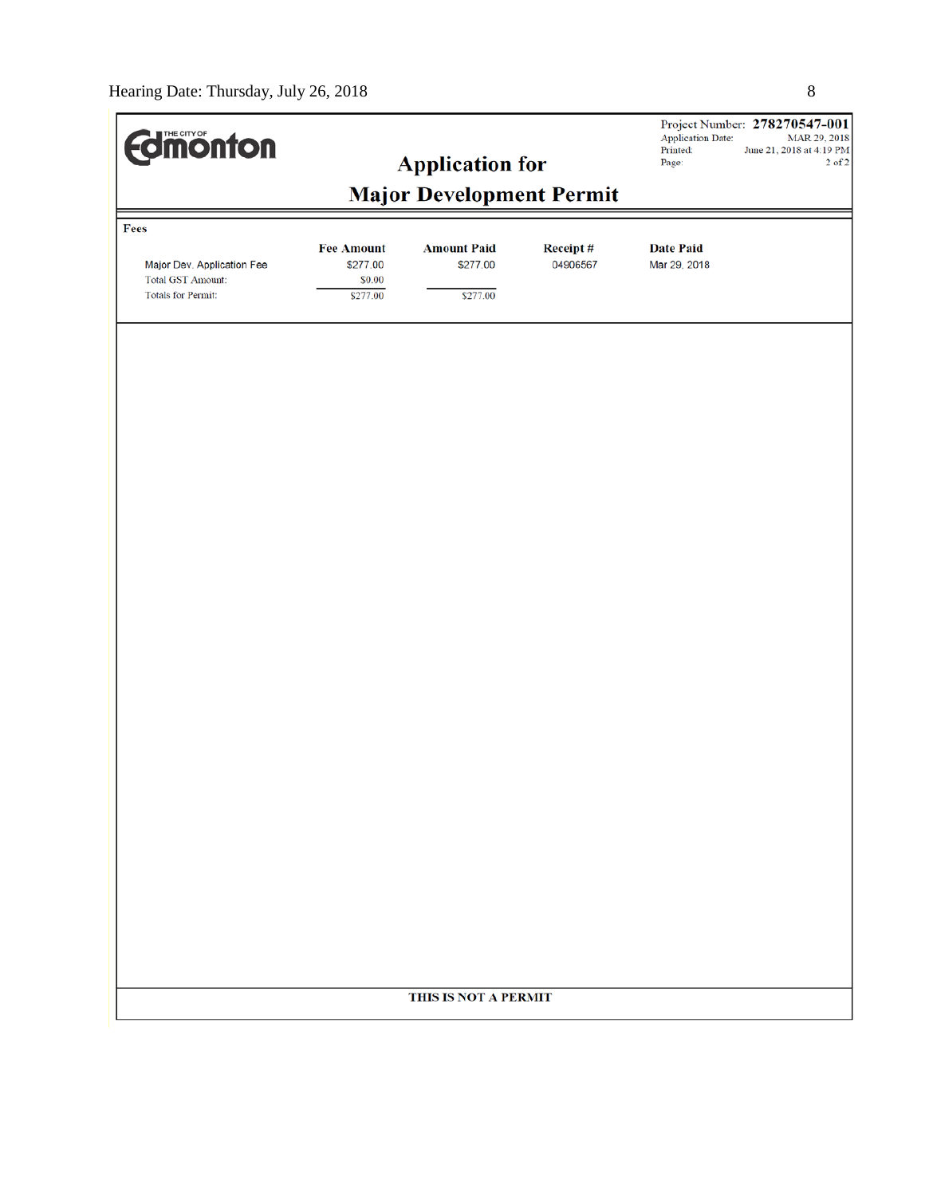THE CITY OF **Edmonton**

# Application for Major Development Permit

Project Number: **278270547-001**
Application Date: MAR 29, 2018
Printed: June 21, 2018 at 4:19 PM

## Fees

| | Fee Amount | Amount Paid | Receipt # | Date Paid |
|---|---|---|---|---|
| Major Dev. Application Fee | $277.00 | $277.00 | 04906567 | Mar 29, 2018 |
| Total GST Amount: | $0.00 | | | |
| Totals for Permit: | $277.00 | $277.00 | | |

**THIS IS NOT A PERMIT**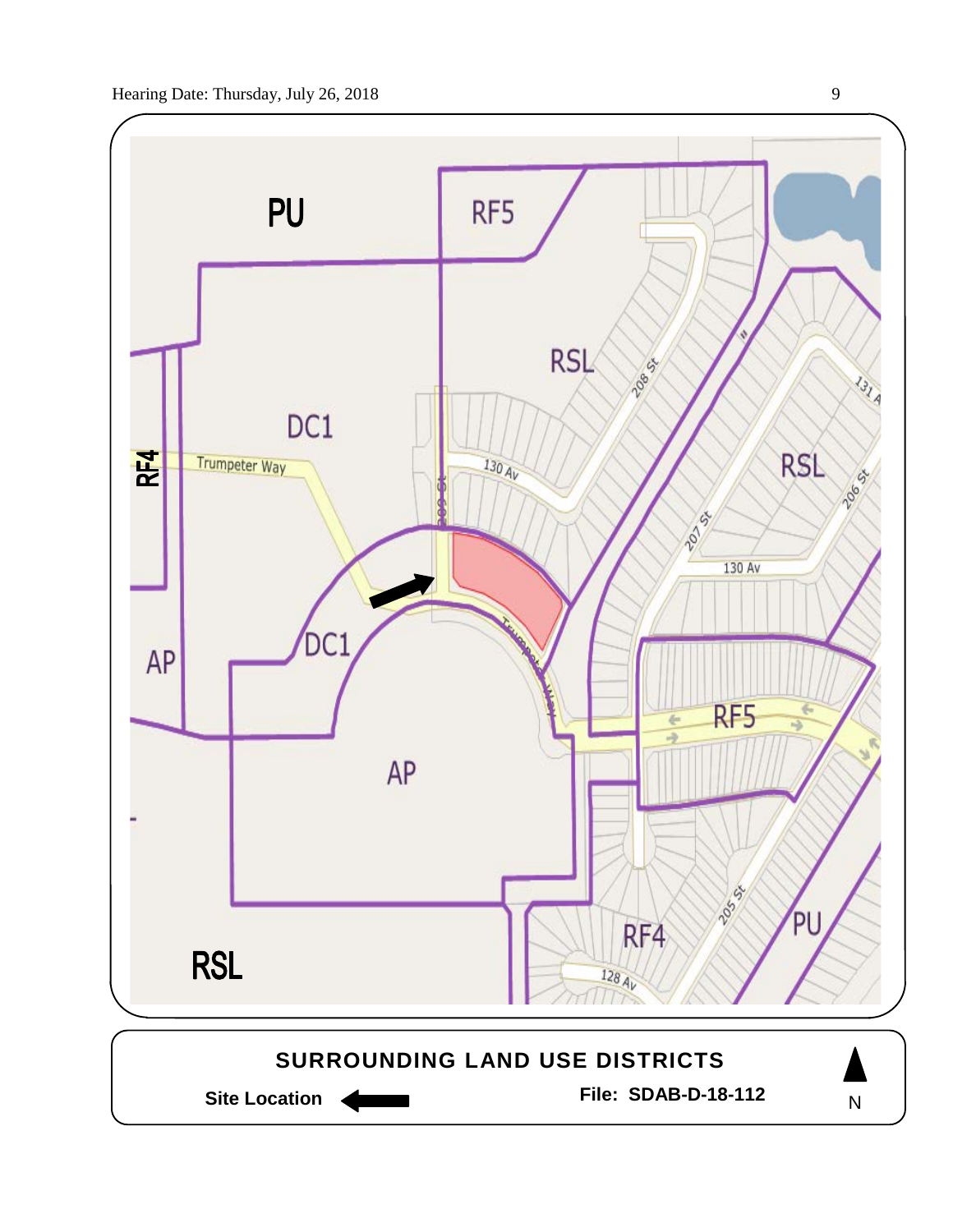PU

RF5

RSL

DC1

RF4

Trumpeter Way

130 Av

208 St

209 St

RSL

131 A

206 St

207 St

130 Av

AP

DC1

Trumpeter Way

RF5

AP

RF4

PU

205 St

128 Av

RSL

**SURROUNDING LAND USE DISTRICTS**

**Site Location** ⟵

**File: SDAB-D-18-112**

N